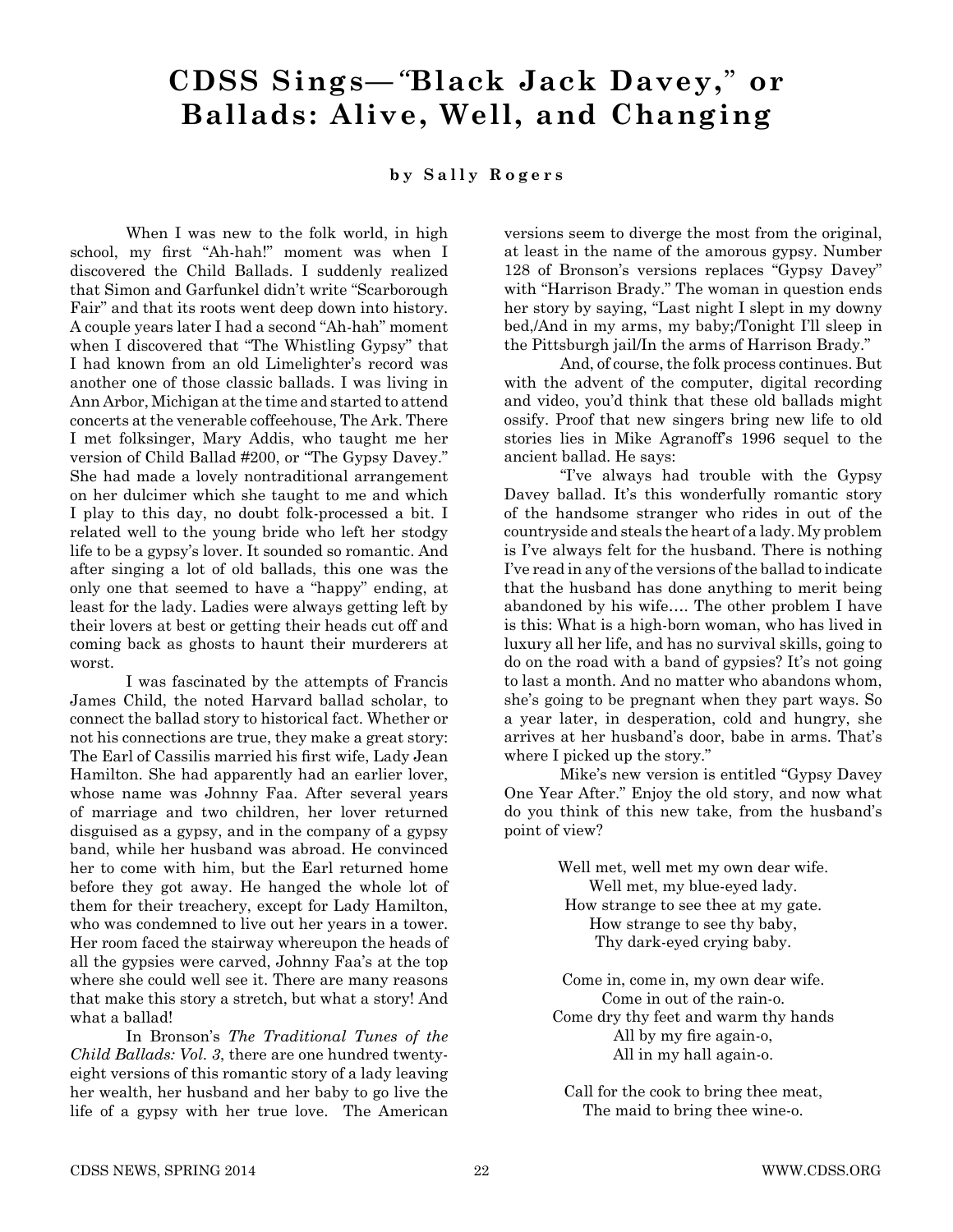# CDSS Sings—"Black Jack Davey," or Ballads: Alive, Well, and Changing

**by Sally Rogers**

When I was new to the folk world, in high school, my first "Ah-hah!" moment was when I discovered the Child Ballads. I suddenly realized that Simon and Garfunkel didn't write "Scarborough Fair" and that its roots went deep down into history. A couple years later I had a second "Ah-hah" moment when I discovered that "The Whistling Gypsy" that I had known from an old Limelighter's record was another one of those classic ballads. I was living in Ann Arbor, Michigan at the time and started to attend concerts at the venerable coffeehouse, The Ark. There I met folksinger, Mary Addis, who taught me her version of Child Ballad #200, or "The Gypsy Davey." She had made a lovely nontraditional arrangement on her dulcimer which she taught to me and which I play to this day, no doubt folk-processed a bit. I related well to the young bride who left her stodgy life to be a gypsy's lover. It sounded so romantic. And after singing a lot of old ballads, this one was the only one that seemed to have a "happy" ending, at least for the lady. Ladies were always getting left by their lovers at best or getting their heads cut off and coming back as ghosts to haunt their murderers at worst.

I was fascinated by the attempts of Francis James Child, the noted Harvard ballad scholar, to connect the ballad story to historical fact. Whether or not his connections are true, they make a great story: The Earl of Cassilis married his first wife, Lady Jean Hamilton. She had apparently had an earlier lover, whose name was Johnny Faa. After several years of marriage and two children, her lover returned disguised as a gypsy, and in the company of a gypsy band, while her husband was abroad. He convinced her to come with him, but the Earl returned home before they got away. He hanged the whole lot of them for their treachery, except for Lady Hamilton, who was condemned to live out her years in a tower. Her room faced the stairway whereupon the heads of all the gypsies were carved, Johnny Faa's at the top where she could well see it. There are many reasons that make this story a stretch, but what a story! And what a ballad!

In Bronson's *The Traditional Tunes of the Child Ballads: Vol. 3*, there are one hundred twenty-eight versions of this romantic story of a lady leaving her wealth, her husband and her baby to go live the life of a gypsy with her true love. The American versions seem to diverge the most from the original, at least in the name of the amorous gypsy. Number 128 of Bronson's versions replaces "Gypsy Davey" with "Harrison Brady." The woman in question ends her story by saying, "Last night I slept in my downy bed,/And in my arms, my baby;/Tonight I'll sleep in the Pittsburgh jail/In the arms of Harrison Brady."

And, of course, the folk process continues. But with the advent of the computer, digital recording and video, you'd think that these old ballads might ossify. Proof that new singers bring new life to old stories lies in Mike Agranoff's 1996 sequel to the ancient ballad. He says:

"I've always had trouble with the Gypsy Davey ballad. It's this wonderfully romantic story of the handsome stranger who rides in out of the countryside and steals the heart of a lady. My problem is I've always felt for the husband. There is nothing I've read in any of the versions of the ballad to indicate that the husband has done anything to merit being abandoned by his wife…. The other problem I have is this: What is a high-born woman, who has lived in luxury all her life, and has no survival skills, going to do on the road with a band of gypsies? It's not going to last a month. And no matter who abandons whom, she's going to be pregnant when they part ways. So a year later, in desperation, cold and hungry, she arrives at her husband's door, babe in arms. That's where I picked up the story."

Mike's new version is entitled "Gypsy Davey One Year After." Enjoy the old story, and now what do you think of this new take, from the husband's point of view?

Well met, well met my own dear wife.  
Well met, my blue-eyed lady.  
How strange to see thee at my gate.  
How strange to see thy baby,  
Thy dark-eyed crying baby.

Come in, come in, my own dear wife.  
Come in out of the rain-o.  
Come dry thy feet and warm thy hands  
All by my fire again-o,  
All in my hall again-o.

Call for the cook to bring thee meat,  
The maid to bring thee wine-o.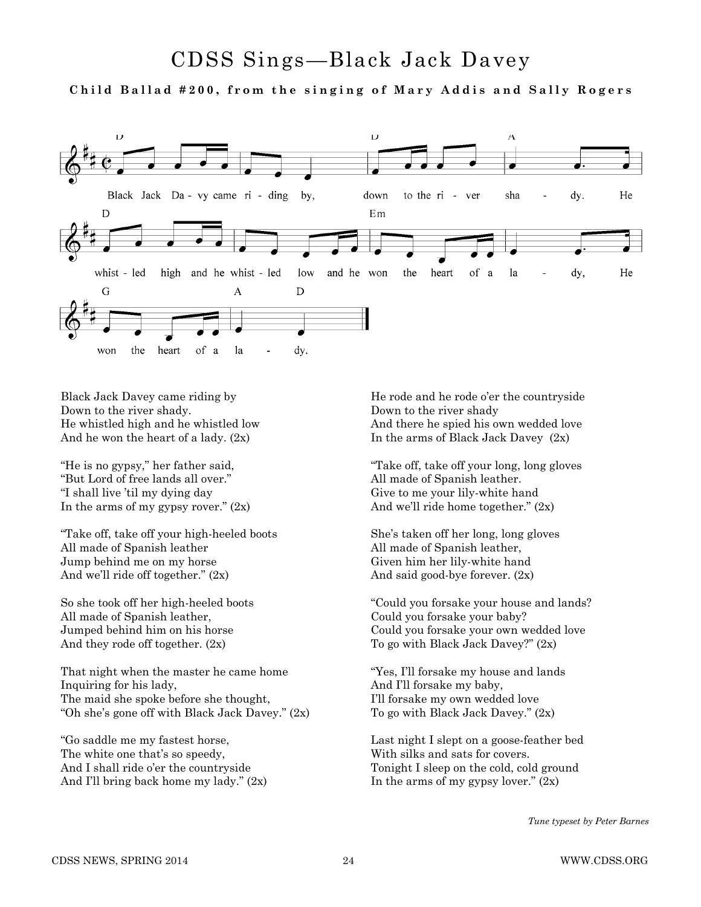# CDSS Sings—Black Jack Davey

**Child Ballad #200, from the singing of Mary Addis and Sally Rogers**

Black Jack Davey came riding by
Down to the river shady.
He whistled high and he whistled low
And he won the heart of a lady. (2x)

"He is no gypsy," her father said,
"But Lord of free lands all over."
"I shall live 'til my dying day
In the arms of my gypsy rover." (2x)

"Take off, take off your high-heeled boots
All made of Spanish leather
Jump behind me on my horse
And we'll ride off together." (2x)

So she took off her high-heeled boots
All made of Spanish leather,
Jumped behind him on his horse
And they rode off together. (2x)

That night when the master he came home
Inquiring for his lady,
The maid she spoke before she thought,
"Oh she's gone off with Black Jack Davey." (2x)

"Go saddle me my fastest horse,
The white one that's so speedy,
And I shall ride o'er the countryside
And I'll bring back home my lady." (2x)

He rode and he rode o'er the countryside
Down to the river shady
And there he spied his own wedded love
In the arms of Black Jack Davey (2x)

"Take off, take off your long, long gloves
All made of Spanish leather.
Give to me your lily-white hand
And we'll ride home together." (2x)

She's taken off her long, long gloves
All made of Spanish leather,
Given him her lily-white hand
And said good-bye forever. (2x)

"Could you forsake your house and lands?
Could you forsake your baby?
Could you forsake your own wedded love
To go with Black Jack Davey?" (2x)

"Yes, I'll forsake my house and lands
And I'll forsake my baby,
I'll forsake my own wedded love
To go with Black Jack Davey." (2x)

Last night I slept on a goose-feather bed
With silks and sats for covers.
Tonight I sleep on the cold, cold ground
In the arms of my gypsy lover." (2x)

*Tune typeset by Peter Barnes*